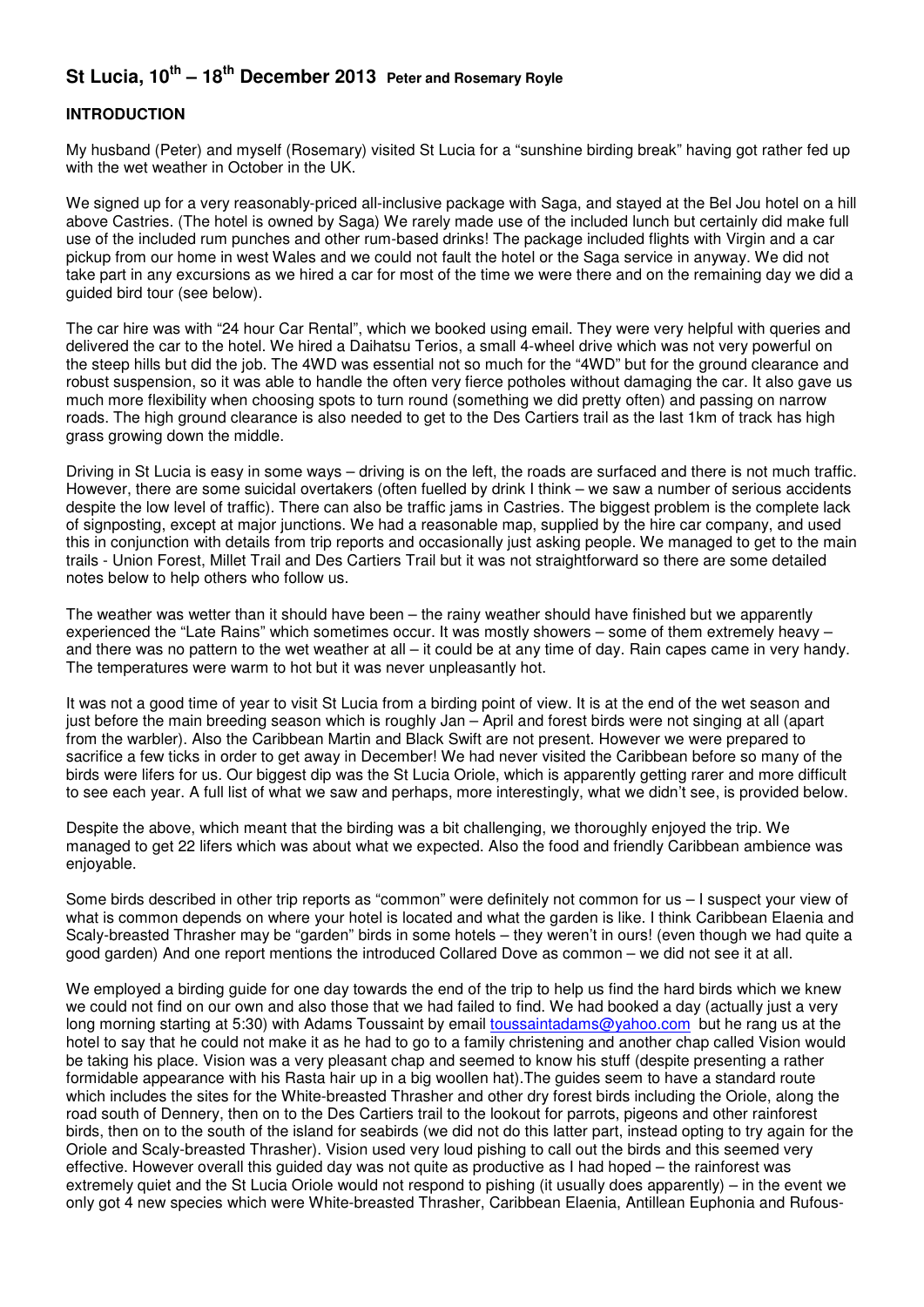# St Lucia, 10th – 18th December 2013 Peter and Rosemary Royle

## INTRODUCTION

My husband (Peter) and myself (Rosemary) visited St Lucia for a "sunshine birding break" having got rather fed up with the wet weather in October in the UK.

We signed up for a very reasonably-priced all-inclusive package with Saga, and stayed at the Bel Jou hotel on a hill above Castries. (The hotel is owned by Saga) We rarely made use of the included lunch but certainly did make full use of the included rum punches and other rum-based drinks! The package included flights with Virgin and a car pickup from our home in west Wales and we could not fault the hotel or the Saga service in anyway. We did not take part in any excursions as we hired a car for most of the time we were there and on the remaining day we did a guided bird tour (see below).

The car hire was with "24 hour Car Rental", which we booked using email. They were very helpful with queries and delivered the car to the hotel. We hired a Daihatsu Terios, a small 4-wheel drive which was not very powerful on the steep hills but did the job. The 4WD was essential not so much for the "4WD" but for the ground clearance and robust suspension, so it was able to handle the often very fierce potholes without damaging the car. It also gave us much more flexibility when choosing spots to turn round (something we did pretty often) and passing on narrow roads. The high ground clearance is also needed to get to the Des Cartiers trail as the last 1km of track has high grass growing down the middle.

Driving in St Lucia is easy in some ways – driving is on the left, the roads are surfaced and there is not much traffic. However, there are some suicidal overtakers (often fuelled by drink I think – we saw a number of serious accidents despite the low level of traffic). There can also be traffic jams in Castries. The biggest problem is the complete lack of signposting, except at major junctions. We had a reasonable map, supplied by the hire car company, and used this in conjunction with details from trip reports and occasionally just asking people. We managed to get to the main trails - Union Forest, Millet Trail and Des Cartiers Trail but it was not straightforward so there are some detailed notes below to help others who follow us.

The weather was wetter than it should have been – the rainy weather should have finished but we apparently experienced the "Late Rains" which sometimes occur. It was mostly showers – some of them extremely heavy – and there was no pattern to the wet weather at all – it could be at any time of day. Rain capes came in very handy. The temperatures were warm to hot but it was never unpleasantly hot.

It was not a good time of year to visit St Lucia from a birding point of view. It is at the end of the wet season and just before the main breeding season which is roughly Jan – April and forest birds were not singing at all (apart from the warbler). Also the Caribbean Martin and Black Swift are not present. However we were prepared to sacrifice a few ticks in order to get away in December! We had never visited the Caribbean before so many of the birds were lifers for us. Our biggest dip was the St Lucia Oriole, which is apparently getting rarer and more difficult to see each year. A full list of what we saw and perhaps, more interestingly, what we didn't see, is provided below.

Despite the above, which meant that the birding was a bit challenging, we thoroughly enjoyed the trip. We managed to get 22 lifers which was about what we expected. Also the food and friendly Caribbean ambience was enjoyable.

Some birds described in other trip reports as "common" were definitely not common for us – I suspect your view of what is common depends on where your hotel is located and what the garden is like. I think Caribbean Elaenia and Scaly-breasted Thrasher may be "garden" birds in some hotels – they weren't in ours! (even though we had quite a good garden) And one report mentions the introduced Collared Dove as common – we did not see it at all.

We employed a birding guide for one day towards the end of the trip to help us find the hard birds which we knew we could not find on our own and also those that we had failed to find. We had booked a day (actually just a very long morning starting at 5:30) with Adams Toussaint by email toussaintadams@yahoo.com but he rang us at the hotel to say that he could not make it as he had to go to a family christening and another chap called Vision would be taking his place. Vision was a very pleasant chap and seemed to know his stuff (despite presenting a rather formidable appearance with his Rasta hair up in a big woollen hat).The guides seem to have a standard route which includes the sites for the White-breasted Thrasher and other dry forest birds including the Oriole, along the road south of Dennery, then on to the Des Cartiers trail to the lookout for parrots, pigeons and other rainforest birds, then on to the south of the island for seabirds (we did not do this latter part, instead opting to try again for the Oriole and Scaly-breasted Thrasher). Vision used very loud pishing to call out the birds and this seemed very effective. However overall this guided day was not quite as productive as I had hoped – the rainforest was extremely quiet and the St Lucia Oriole would not respond to pishing (it usually does apparently) – in the event we only got 4 new species which were White-breasted Thrasher, Caribbean Elaenia, Antillean Euphonia and Rufous-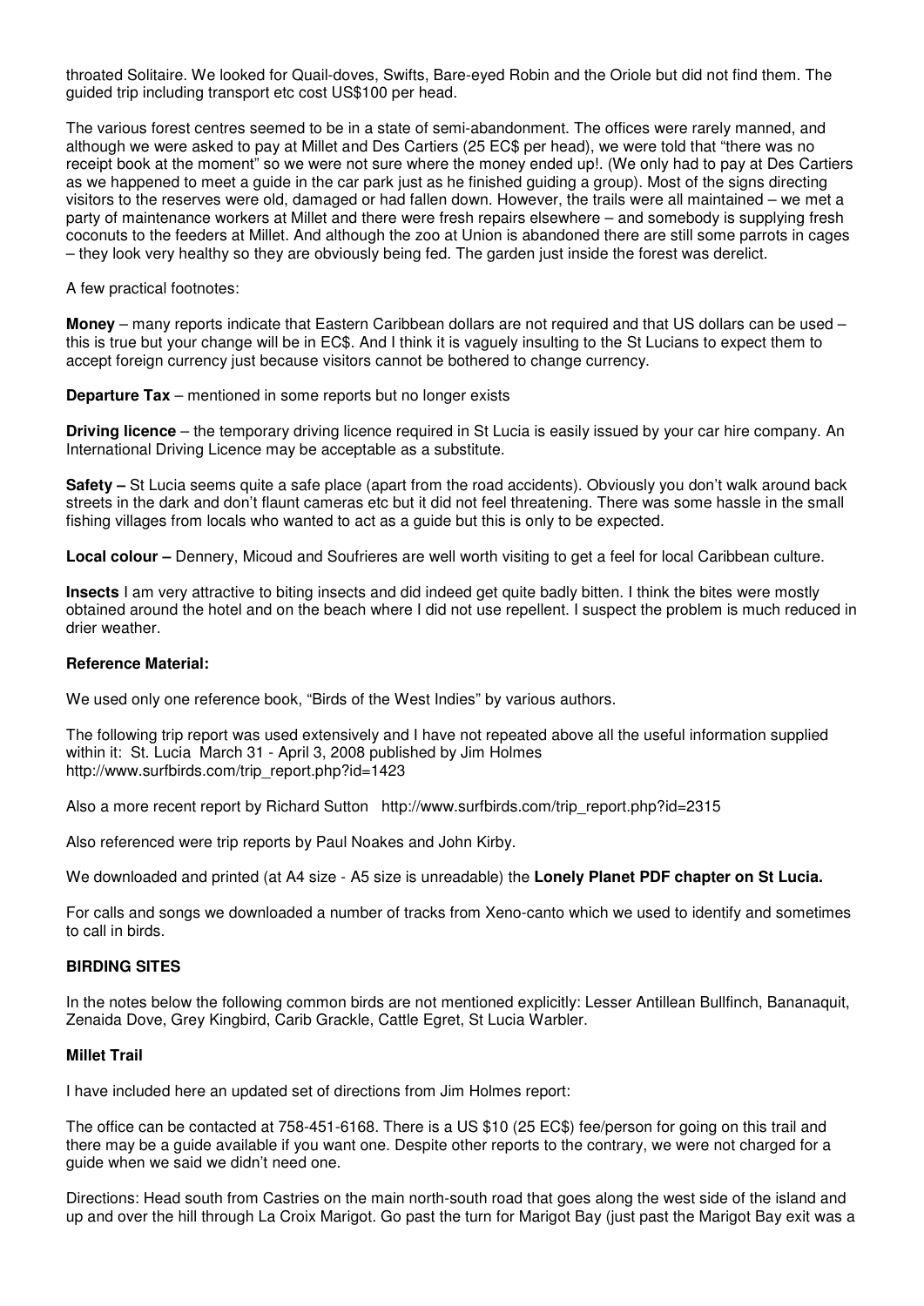throated Solitaire. We looked for Quail-doves, Swifts, Bare-eyed Robin and the Oriole but did not find them. The guided trip including transport etc cost US$100 per head.

The various forest centres seemed to be in a state of semi-abandonment. The offices were rarely manned, and although we were asked to pay at Millet and Des Cartiers (25 EC$ per head), we were told that "there was no receipt book at the moment" so we were not sure where the money ended up!. (We only had to pay at Des Cartiers as we happened to meet a guide in the car park just as he finished guiding a group). Most of the signs directing visitors to the reserves were old, damaged or had fallen down. However, the trails were all maintained – we met a party of maintenance workers at Millet and there were fresh repairs elsewhere – and somebody is supplying fresh coconuts to the feeders at Millet. And although the zoo at Union is abandoned there are still some parrots in cages – they look very healthy so they are obviously being fed. The garden just inside the forest was derelict.

A few practical footnotes:

**Money** – many reports indicate that Eastern Caribbean dollars are not required and that US dollars can be used – this is true but your change will be in EC$. And I think it is vaguely insulting to the St Lucians to expect them to accept foreign currency just because visitors cannot be bothered to change currency.

**Departure Tax** – mentioned in some reports but no longer exists

**Driving licence** – the temporary driving licence required in St Lucia is easily issued by your car hire company. An International Driving Licence may be acceptable as a substitute.

**Safety –** St Lucia seems quite a safe place (apart from the road accidents). Obviously you don't walk around back streets in the dark and don't flaunt cameras etc but it did not feel threatening. There was some hassle in the small fishing villages from locals who wanted to act as a guide but this is only to be expected.

**Local colour –** Dennery, Micoud and Soufrieres are well worth visiting to get a feel for local Caribbean culture.

**Insects** I am very attractive to biting insects and did indeed get quite badly bitten. I think the bites were mostly obtained around the hotel and on the beach where I did not use repellent. I suspect the problem is much reduced in drier weather.

**Reference Material:**

We used only one reference book, "Birds of the West Indies" by various authors.

The following trip report was used extensively and I have not repeated above all the useful information supplied within it: St. Lucia March 31 - April 3, 2008 published by Jim Holmes http://www.surfbirds.com/trip_report.php?id=1423

Also a more recent report by Richard Sutton http://www.surfbirds.com/trip_report.php?id=2315

Also referenced were trip reports by Paul Noakes and John Kirby.

We downloaded and printed (at A4 size - A5 size is unreadable) the **Lonely Planet PDF chapter on St Lucia.**

For calls and songs we downloaded a number of tracks from Xeno-canto which we used to identify and sometimes to call in birds.

## BIRDING SITES

In the notes below the following common birds are not mentioned explicitly: Lesser Antillean Bullfinch, Bananaquit, Zenaida Dove, Grey Kingbird, Carib Grackle, Cattle Egret, St Lucia Warbler.

### Millet Trail

I have included here an updated set of directions from Jim Holmes report:

The office can be contacted at 758-451-6168. There is a US $10 (25 EC$) fee/person for going on this trail and there may be a guide available if you want one. Despite other reports to the contrary, we were not charged for a guide when we said we didn't need one.

Directions: Head south from Castries on the main north-south road that goes along the west side of the island and up and over the hill through La Croix Marigot. Go past the turn for Marigot Bay (just past the Marigot Bay exit was a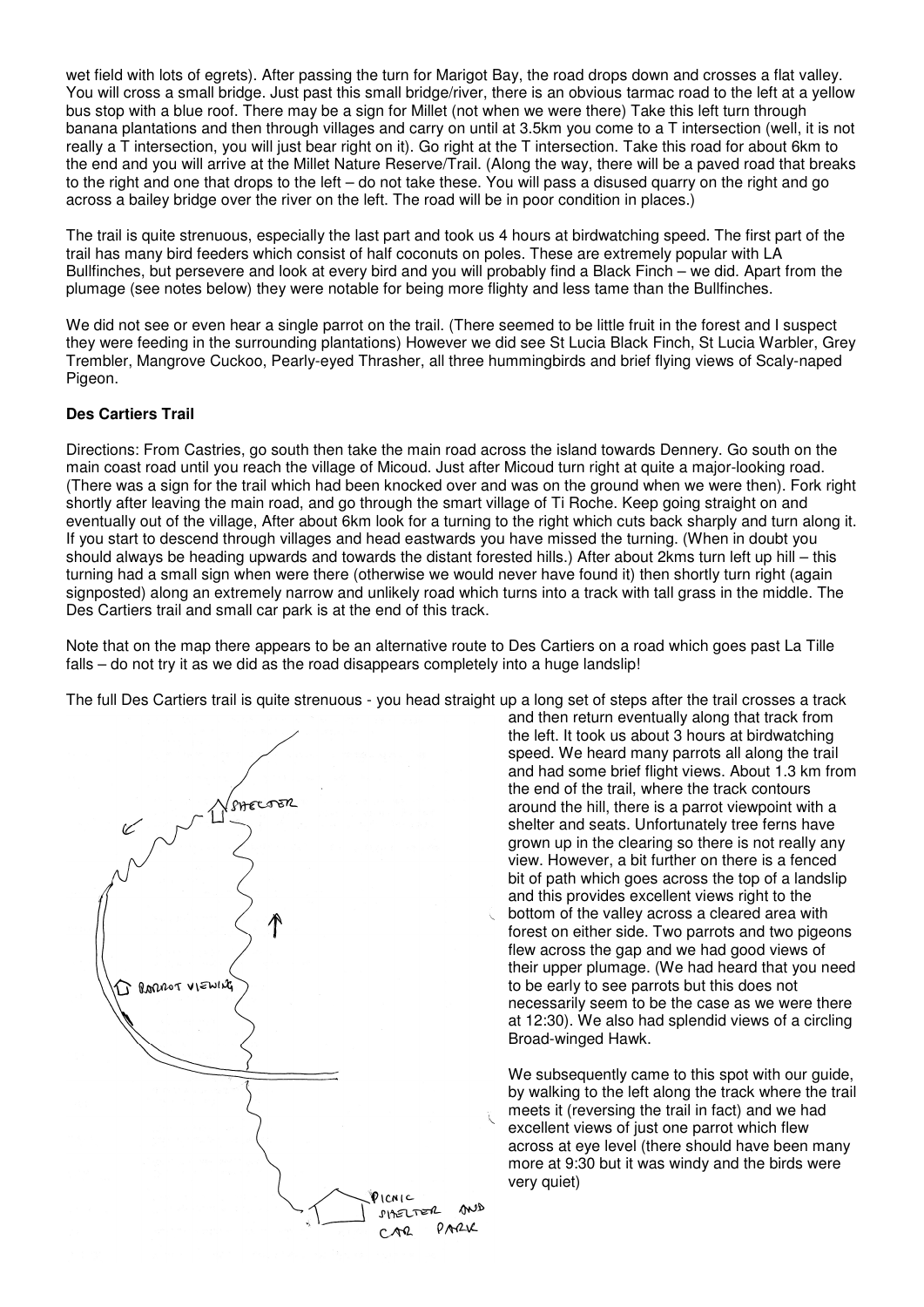wet field with lots of egrets). After passing the turn for Marigot Bay, the road drops down and crosses a flat valley. You will cross a small bridge. Just past this small bridge/river, there is an obvious tarmac road to the left at a yellow bus stop with a blue roof. There may be a sign for Millet (not when we were there) Take this left turn through banana plantations and then through villages and carry on until at 3.5km you come to a T intersection (well, it is not really a T intersection, you will just bear right on it). Go right at the T intersection. Take this road for about 6km to the end and you will arrive at the Millet Nature Reserve/Trail. (Along the way, there will be a paved road that breaks to the right and one that drops to the left – do not take these. You will pass a disused quarry on the right and go across a bailey bridge over the river on the left. The road will be in poor condition in places.)

The trail is quite strenuous, especially the last part and took us 4 hours at birdwatching speed. The first part of the trail has many bird feeders which consist of half coconuts on poles. These are extremely popular with LA Bullfinches, but persevere and look at every bird and you will probably find a Black Finch – we did. Apart from the plumage (see notes below) they were notable for being more flighty and less tame than the Bullfinches.

We did not see or even hear a single parrot on the trail. (There seemed to be little fruit in the forest and I suspect they were feeding in the surrounding plantations) However we did see St Lucia Black Finch, St Lucia Warbler, Grey Trembler, Mangrove Cuckoo, Pearly-eyed Thrasher, all three hummingbirds and brief flying views of Scaly-naped Pigeon.

**Des Cartiers Trail**

Directions: From Castries, go south then take the main road across the island towards Dennery. Go south on the main coast road until you reach the village of Micoud. Just after Micoud turn right at quite a major-looking road. (There was a sign for the trail which had been knocked over and was on the ground when we were then). Fork right shortly after leaving the main road, and go through the smart village of Ti Roche. Keep going straight on and eventually out of the village, After about 6km look for a turning to the right which cuts back sharply and turn along it. If you start to descend through villages and head eastwards you have missed the turning. (When in doubt you should always be heading upwards and towards the distant forested hills.) After about 2kms turn left up hill – this turning had a small sign when were there (otherwise we would never have found it) then shortly turn right (again signposted) along an extremely narrow and unlikely road which turns into a track with tall grass in the middle. The Des Cartiers trail and small car park is at the end of this track.

Note that on the map there appears to be an alternative route to Des Cartiers on a road which goes past La Tille falls – do not try it as we did as the road disappears completely into a huge landslip!

The full Des Cartiers trail is quite strenuous - you head straight up a long set of steps after the trail crosses a track and then return eventually along that track from the left. It took us about 3 hours at birdwatching speed. We heard many parrots all along the trail and had some brief flight views. About 1.3 km from the end of the trail, where the track contours around the hill, there is a parrot viewpoint with a shelter and seats. Unfortunately tree ferns have grown up in the clearing so there is not really any view. However, a bit further on there is a fenced bit of path which goes across the top of a landslip and this provides excellent views right to the bottom of the valley across a cleared area with forest on either side. Two parrots and two pigeons flew across the gap and we had good views of their upper plumage. (We had heard that you need to be early to see parrots but this does not necessarily seem to be the case as we were there at 12:30). We also had splendid views of a circling Broad-winged Hawk.

We subsequently came to this spot with our guide, by walking to the left along the track where the trail meets it (reversing the trail in fact) and we had excellent views of just one parrot which flew across at eye level (there should have been many more at 9:30 but it was windy and the birds were very quiet)

SHELTER

PARROT VIEWING

PICNIC SHELTER AND CAR PARK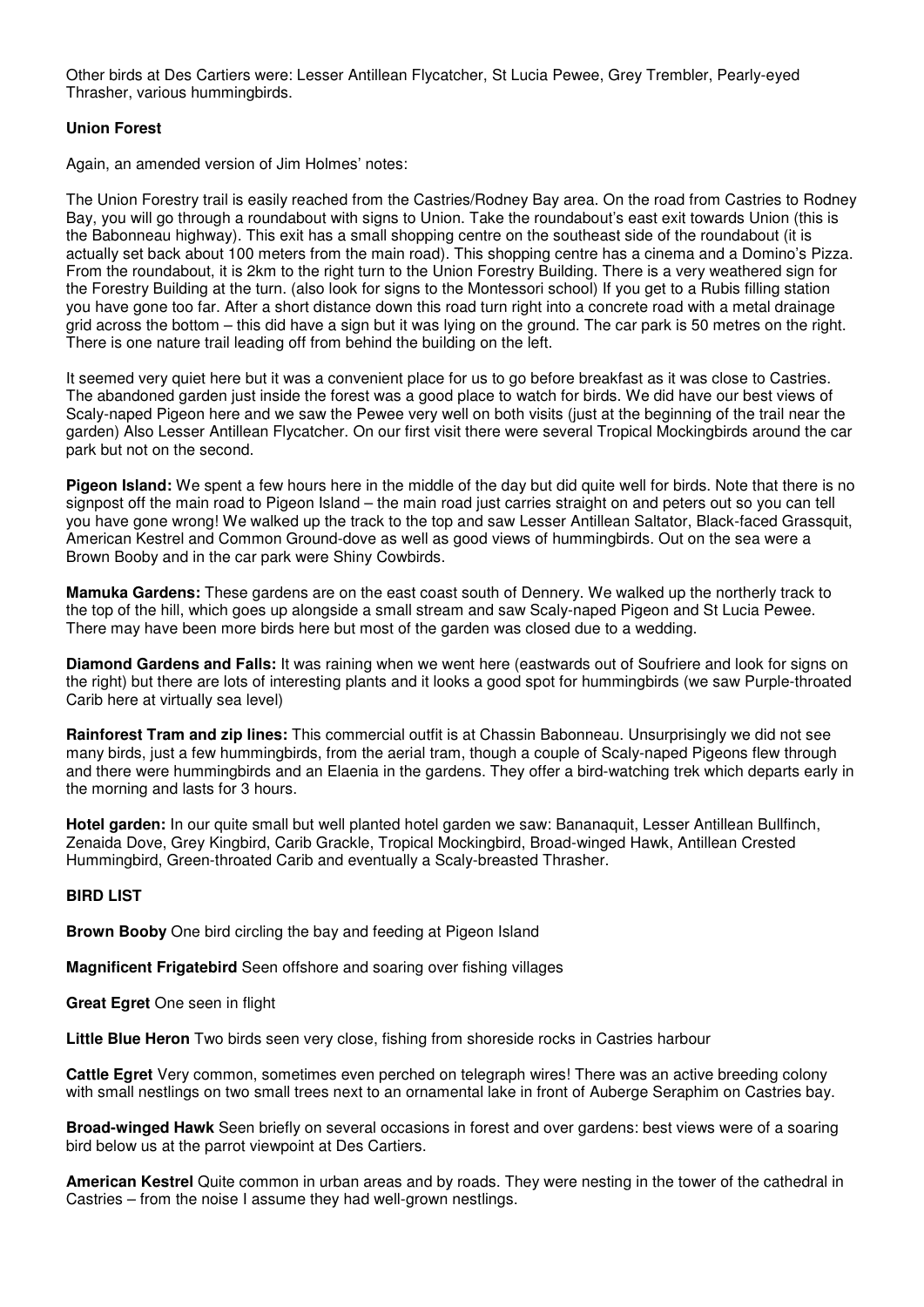Other birds at Des Cartiers were: Lesser Antillean Flycatcher, St Lucia Pewee, Grey Trembler, Pearly-eyed Thrasher, various hummingbirds.

**Union Forest**

Again, an amended version of Jim Holmes' notes:

The Union Forestry trail is easily reached from the Castries/Rodney Bay area. On the road from Castries to Rodney Bay, you will go through a roundabout with signs to Union. Take the roundabout's east exit towards Union (this is the Babonneau highway). This exit has a small shopping centre on the southeast side of the roundabout (it is actually set back about 100 meters from the main road). This shopping centre has a cinema and a Domino's Pizza. From the roundabout, it is 2km to the right turn to the Union Forestry Building. There is a very weathered sign for the Forestry Building at the turn. (also look for signs to the Montessori school) If you get to a Rubis filling station you have gone too far. After a short distance down this road turn right into a concrete road with a metal drainage grid across the bottom – this did have a sign but it was lying on the ground. The car park is 50 metres on the right. There is one nature trail leading off from behind the building on the left.

It seemed very quiet here but it was a convenient place for us to go before breakfast as it was close to Castries. The abandoned garden just inside the forest was a good place to watch for birds. We did have our best views of Scaly-naped Pigeon here and we saw the Pewee very well on both visits (just at the beginning of the trail near the garden) Also Lesser Antillean Flycatcher. On our first visit there were several Tropical Mockingbirds around the car park but not on the second.

**Pigeon Island:** We spent a few hours here in the middle of the day but did quite well for birds. Note that there is no signpost off the main road to Pigeon Island – the main road just carries straight on and peters out so you can tell you have gone wrong! We walked up the track to the top and saw Lesser Antillean Saltator, Black-faced Grassquit, American Kestrel and Common Ground-dove as well as good views of hummingbirds. Out on the sea were a Brown Booby and in the car park were Shiny Cowbirds.

**Mamuka Gardens:** These gardens are on the east coast south of Dennery. We walked up the northerly track to the top of the hill, which goes up alongside a small stream and saw Scaly-naped Pigeon and St Lucia Pewee. There may have been more birds here but most of the garden was closed due to a wedding.

**Diamond Gardens and Falls:** It was raining when we went here (eastwards out of Soufriere and look for signs on the right) but there are lots of interesting plants and it looks a good spot for hummingbirds (we saw Purple-throated Carib here at virtually sea level)

**Rainforest Tram and zip lines:** This commercial outfit is at Chassin Babonneau. Unsurprisingly we did not see many birds, just a few hummingbirds, from the aerial tram, though a couple of Scaly-naped Pigeons flew through and there were hummingbirds and an Elaenia in the gardens. They offer a bird-watching trek which departs early in the morning and lasts for 3 hours.

**Hotel garden:** In our quite small but well planted hotel garden we saw: Bananaquit, Lesser Antillean Bullfinch, Zenaida Dove, Grey Kingbird, Carib Grackle, Tropical Mockingbird, Broad-winged Hawk, Antillean Crested Hummingbird, Green-throated Carib and eventually a Scaly-breasted Thrasher.

**BIRD LIST**

**Brown Booby** One bird circling the bay and feeding at Pigeon Island

**Magnificent Frigatebird** Seen offshore and soaring over fishing villages

**Great Egret** One seen in flight

**Little Blue Heron** Two birds seen very close, fishing from shoreside rocks in Castries harbour

**Cattle Egret** Very common, sometimes even perched on telegraph wires! There was an active breeding colony with small nestlings on two small trees next to an ornamental lake in front of Auberge Seraphim on Castries bay.

**Broad-winged Hawk** Seen briefly on several occasions in forest and over gardens: best views were of a soaring bird below us at the parrot viewpoint at Des Cartiers.

**American Kestrel** Quite common in urban areas and by roads. They were nesting in the tower of the cathedral in Castries – from the noise I assume they had well-grown nestlings.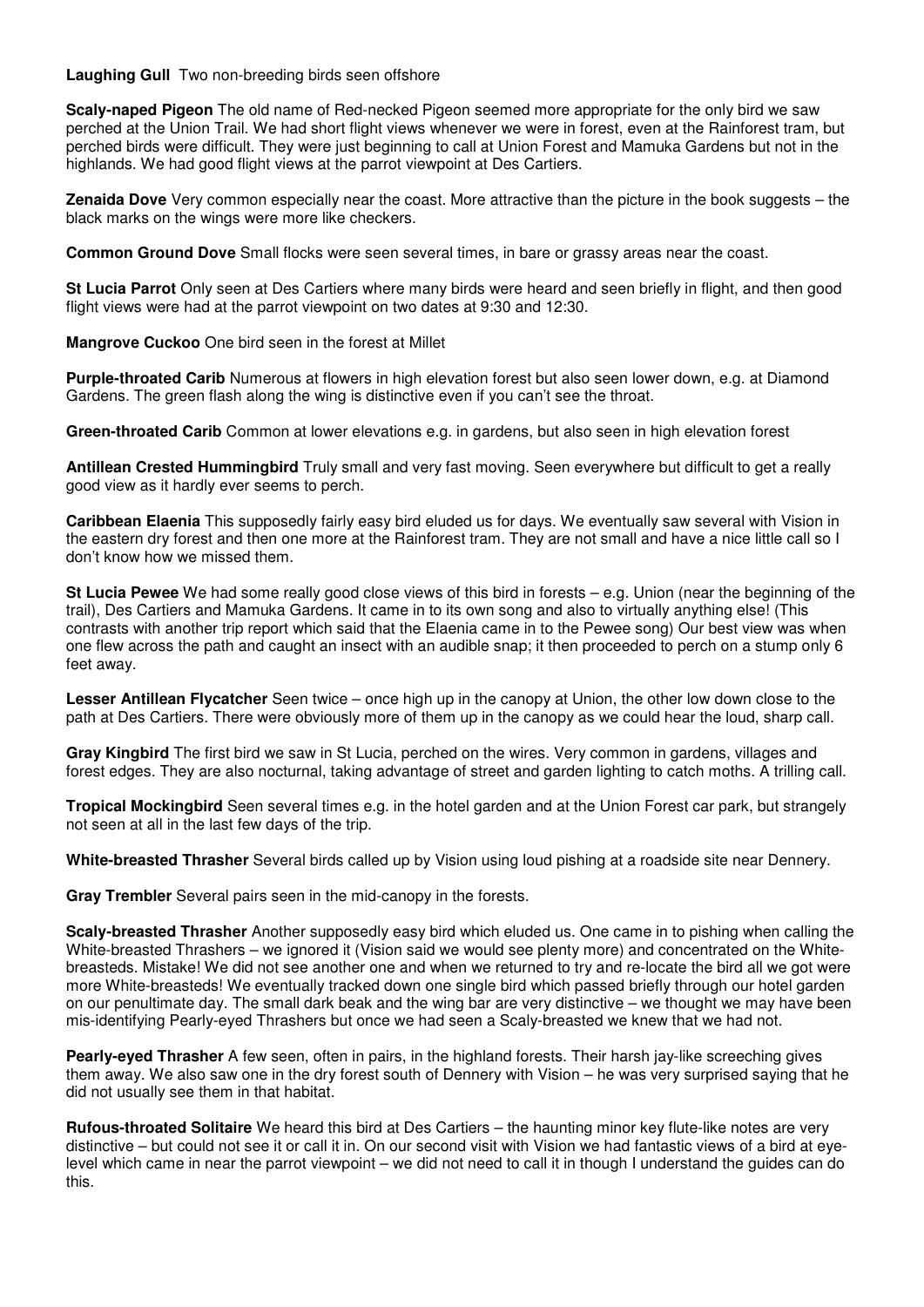**Laughing Gull** Two non-breeding birds seen offshore

**Scaly-naped Pigeon** The old name of Red-necked Pigeon seemed more appropriate for the only bird we saw perched at the Union Trail. We had short flight views whenever we were in forest, even at the Rainforest tram, but perched birds were difficult. They were just beginning to call at Union Forest and Mamuka Gardens but not in the highlands. We had good flight views at the parrot viewpoint at Des Cartiers.

**Zenaida Dove** Very common especially near the coast. More attractive than the picture in the book suggests – the black marks on the wings were more like checkers.

**Common Ground Dove** Small flocks were seen several times, in bare or grassy areas near the coast.

**St Lucia Parrot** Only seen at Des Cartiers where many birds were heard and seen briefly in flight, and then good flight views were had at the parrot viewpoint on two dates at 9:30 and 12:30.

**Mangrove Cuckoo** One bird seen in the forest at Millet

**Purple-throated Carib** Numerous at flowers in high elevation forest but also seen lower down, e.g. at Diamond Gardens. The green flash along the wing is distinctive even if you can't see the throat.

**Green-throated Carib** Common at lower elevations e.g. in gardens, but also seen in high elevation forest

**Antillean Crested Hummingbird** Truly small and very fast moving. Seen everywhere but difficult to get a really good view as it hardly ever seems to perch.

**Caribbean Elaenia** This supposedly fairly easy bird eluded us for days. We eventually saw several with Vision in the eastern dry forest and then one more at the Rainforest tram. They are not small and have a nice little call so I don't know how we missed them.

**St Lucia Pewee** We had some really good close views of this bird in forests – e.g. Union (near the beginning of the trail), Des Cartiers and Mamuka Gardens. It came in to its own song and also to virtually anything else! (This contrasts with another trip report which said that the Elaenia came in to the Pewee song) Our best view was when one flew across the path and caught an insect with an audible snap; it then proceeded to perch on a stump only 6 feet away.

**Lesser Antillean Flycatcher** Seen twice – once high up in the canopy at Union, the other low down close to the path at Des Cartiers. There were obviously more of them up in the canopy as we could hear the loud, sharp call.

**Gray Kingbird** The first bird we saw in St Lucia, perched on the wires. Very common in gardens, villages and forest edges. They are also nocturnal, taking advantage of street and garden lighting to catch moths. A trilling call.

**Tropical Mockingbird** Seen several times e.g. in the hotel garden and at the Union Forest car park, but strangely not seen at all in the last few days of the trip.

**White-breasted Thrasher** Several birds called up by Vision using loud pishing at a roadside site near Dennery.

**Gray Trembler** Several pairs seen in the mid-canopy in the forests.

**Scaly-breasted Thrasher** Another supposedly easy bird which eluded us. One came in to pishing when calling the White-breasted Thrashers – we ignored it (Vision said we would see plenty more) and concentrated on the White-breasteds. Mistake! We did not see another one and when we returned to try and re-locate the bird all we got were more White-breasteds! We eventually tracked down one single bird which passed briefly through our hotel garden on our penultimate day. The small dark beak and the wing bar are very distinctive – we thought we may have been mis-identifying Pearly-eyed Thrashers but once we had seen a Scaly-breasted we knew that we had not.

**Pearly-eyed Thrasher** A few seen, often in pairs, in the highland forests. Their harsh jay-like screeching gives them away. We also saw one in the dry forest south of Dennery with Vision – he was very surprised saying that he did not usually see them in that habitat.

**Rufous-throated Solitaire** We heard this bird at Des Cartiers – the haunting minor key flute-like notes are very distinctive – but could not see it or call it in. On our second visit with Vision we had fantastic views of a bird at eye-level which came in near the parrot viewpoint – we did not need to call it in though I understand the guides can do this.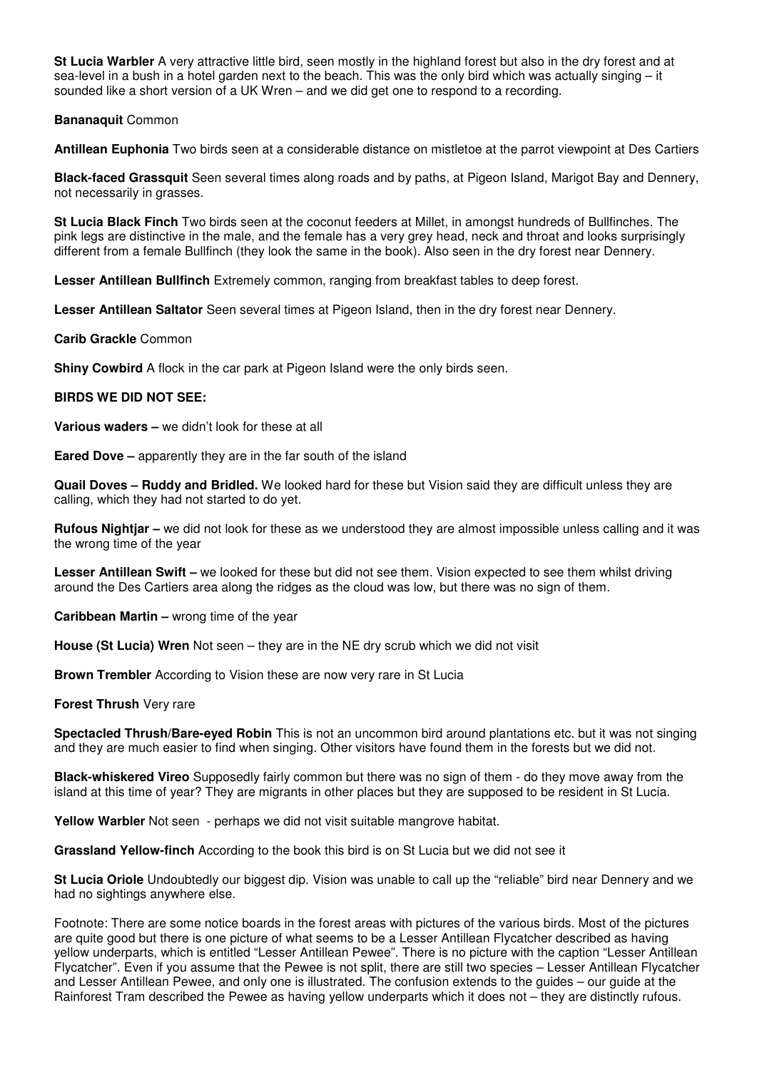**St Lucia Warbler** A very attractive little bird, seen mostly in the highland forest but also in the dry forest and at sea-level in a bush in a hotel garden next to the beach. This was the only bird which was actually singing – it sounded like a short version of a UK Wren – and we did get one to respond to a recording.

**Bananaquit** Common

**Antillean Euphonia** Two birds seen at a considerable distance on mistletoe at the parrot viewpoint at Des Cartiers

**Black-faced Grassquit** Seen several times along roads and by paths, at Pigeon Island, Marigot Bay and Dennery, not necessarily in grasses.

**St Lucia Black Finch** Two birds seen at the coconut feeders at Millet, in amongst hundreds of Bullfinches. The pink legs are distinctive in the male, and the female has a very grey head, neck and throat and looks surprisingly different from a female Bullfinch (they look the same in the book). Also seen in the dry forest near Dennery.

**Lesser Antillean Bullfinch** Extremely common, ranging from breakfast tables to deep forest.

**Lesser Antillean Saltator** Seen several times at Pigeon Island, then in the dry forest near Dennery.

**Carib Grackle** Common

**Shiny Cowbird** A flock in the car park at Pigeon Island were the only birds seen.

**BIRDS WE DID NOT SEE:**

**Various waders –** we didn't look for these at all

**Eared Dove –** apparently they are in the far south of the island

**Quail Doves – Ruddy and Bridled.** We looked hard for these but Vision said they are difficult unless they are calling, which they had not started to do yet.

**Rufous Nightjar –** we did not look for these as we understood they are almost impossible unless calling and it was the wrong time of the year

**Lesser Antillean Swift –** we looked for these but did not see them. Vision expected to see them whilst driving around the Des Cartiers area along the ridges as the cloud was low, but there was no sign of them.

**Caribbean Martin –** wrong time of the year

**House (St Lucia) Wren** Not seen – they are in the NE dry scrub which we did not visit

**Brown Trembler** According to Vision these are now very rare in St Lucia

**Forest Thrush** Very rare

**Spectacled Thrush/Bare-eyed Robin** This is not an uncommon bird around plantations etc. but it was not singing and they are much easier to find when singing. Other visitors have found them in the forests but we did not.

**Black-whiskered Vireo** Supposedly fairly common but there was no sign of them - do they move away from the island at this time of year? They are migrants in other places but they are supposed to be resident in St Lucia.

**Yellow Warbler** Not seen - perhaps we did not visit suitable mangrove habitat.

**Grassland Yellow-finch** According to the book this bird is on St Lucia but we did not see it

**St Lucia Oriole** Undoubtedly our biggest dip. Vision was unable to call up the "reliable" bird near Dennery and we had no sightings anywhere else.

Footnote: There are some notice boards in the forest areas with pictures of the various birds. Most of the pictures are quite good but there is one picture of what seems to be a Lesser Antillean Flycatcher described as having yellow underparts, which is entitled "Lesser Antillean Pewee". There is no picture with the caption "Lesser Antillean Flycatcher". Even if you assume that the Pewee is not split, there are still two species – Lesser Antillean Flycatcher and Lesser Antillean Pewee, and only one is illustrated. The confusion extends to the guides – our guide at the Rainforest Tram described the Pewee as having yellow underparts which it does not – they are distinctly rufous.